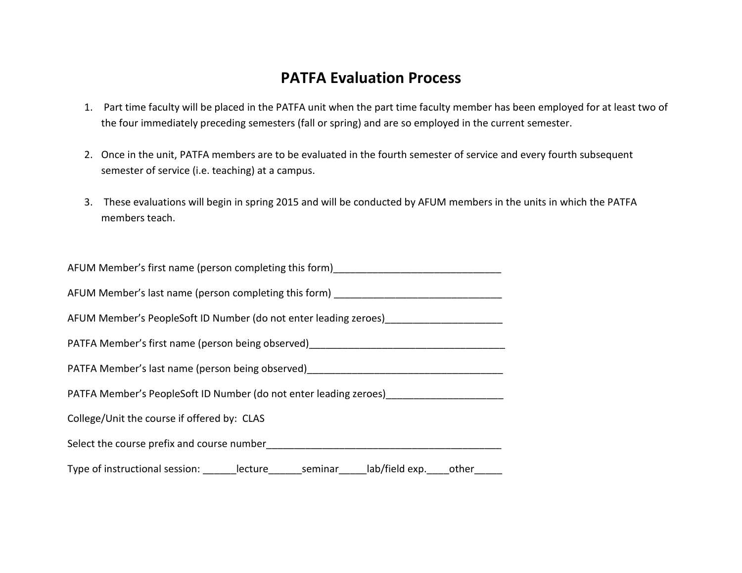# PATFA Evaluation Process

1. Part time faculty will be placed in the PATFA unit when the part time faculty member has been employed for at least two of the four immediately preceding semesters (fall or spring) and are so employed in the current semester.

2. Once in the unit, PATFA members are to be evaluated in the fourth semester of service and every fourth subsequent semester of service (i.e. teaching) at a campus.

3. These evaluations will begin in spring 2015 and will be conducted by AFUM members in the units in which the PATFA members teach.

AFUM Member's first name (person completing this form)______________________________

AFUM Member's last name (person completing this form) ______________________________

AFUM Member's PeopleSoft ID Number (do not enter leading zeroes)_____________________

PATFA Member's first name (person being observed)___________________________________

PATFA Member's last name (person being observed)___________________________________

PATFA Member's PeopleSoft ID Number (do not enter leading zeroes)_____________________

College/Unit the course if offered by: CLAS

Select the course prefix and course number__________________________________________

Type of instructional session: ______lecture______seminar_____lab/field exp.____other_____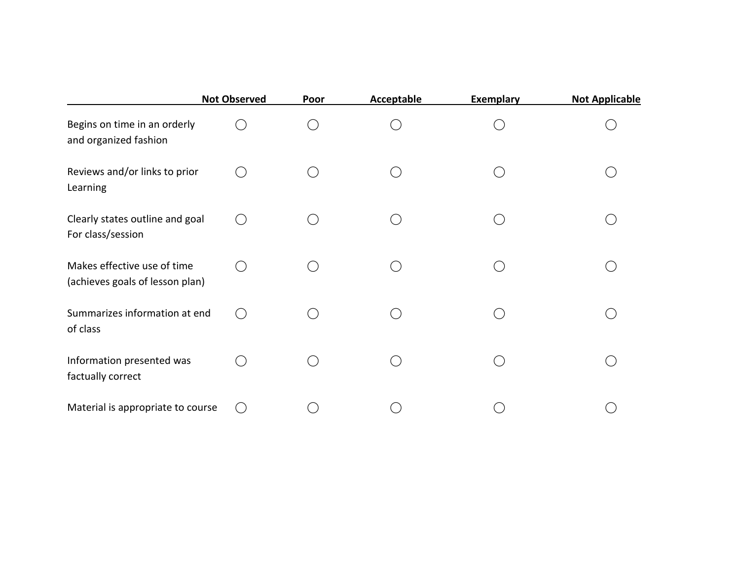| | Not Observed | Poor | Acceptable | Exemplary | Not Applicable |
|---|---|---|---|---|---|
| Begins on time in an orderly and organized fashion | ◯ | ◯ | ◯ | ◯ | ◯ |
| Reviews and/or links to prior Learning | ◯ | ◯ | ◯ | ◯ | ◯ |
| Clearly states outline and goal For class/session | ◯ | ◯ | ◯ | ◯ | ◯ |
| Makes effective use of time (achieves goals of lesson plan) | ◯ | ◯ | ◯ | ◯ | ◯ |
| Summarizes information at end of class | ◯ | ◯ | ◯ | ◯ | ◯ |
| Information presented was factually correct | ◯ | ◯ | ◯ | ◯ | ◯ |
| Material is appropriate to course | ◯ | ◯ | ◯ | ◯ | ◯ |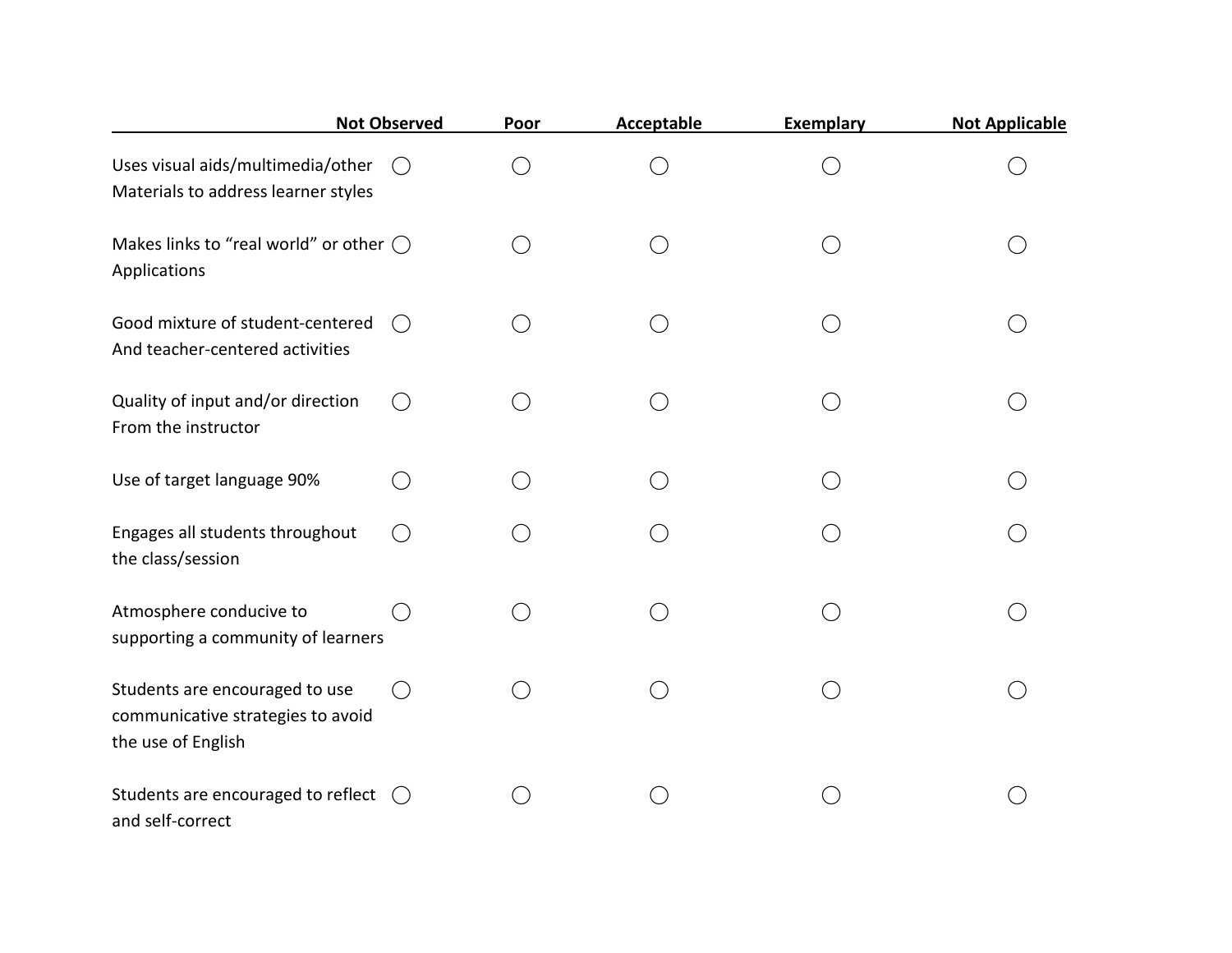| | Not Observed | Poor | Acceptable | Exemplary | Not Applicable |
|---|---|---|---|---|---|
| Uses visual aids/multimedia/other Materials to address learner styles | ◯ | ◯ | ◯ | ◯ | ◯ |
| Makes links to “real world” or other Applications | ◯ | ◯ | ◯ | ◯ | ◯ |
| Good mixture of student-centered And teacher-centered activities | ◯ | ◯ | ◯ | ◯ | ◯ |
| Quality of input and/or direction From the instructor | ◯ | ◯ | ◯ | ◯ | ◯ |
| Use of target language 90% | ◯ | ◯ | ◯ | ◯ | ◯ |
| Engages all students throughout the class/session | ◯ | ◯ | ◯ | ◯ | ◯ |
| Atmosphere conducive to supporting a community of learners | ◯ | ◯ | ◯ | ◯ | ◯ |
| Students are encouraged to use communicative strategies to avoid the use of English | ◯ | ◯ | ◯ | ◯ | ◯ |
| Students are encouraged to reflect and self-correct | ◯ | ◯ | ◯ | ◯ | ◯ |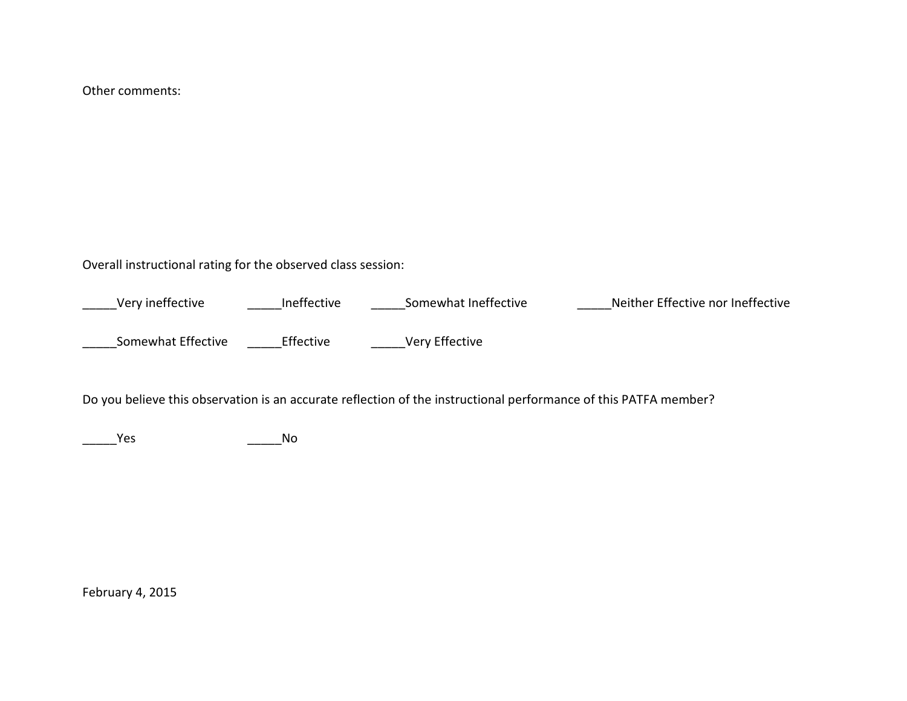Other comments:

Overall instructional rating for the observed class session:

_____Very ineffective _____Ineffective _____Somewhat Ineffective _____Neither Effective nor Ineffective

_____Somewhat Effective _____Effective _____Very Effective

Do you believe this observation is an accurate reflection of the instructional performance of this PATFA member?

_____Yes _____No

February 4, 2015